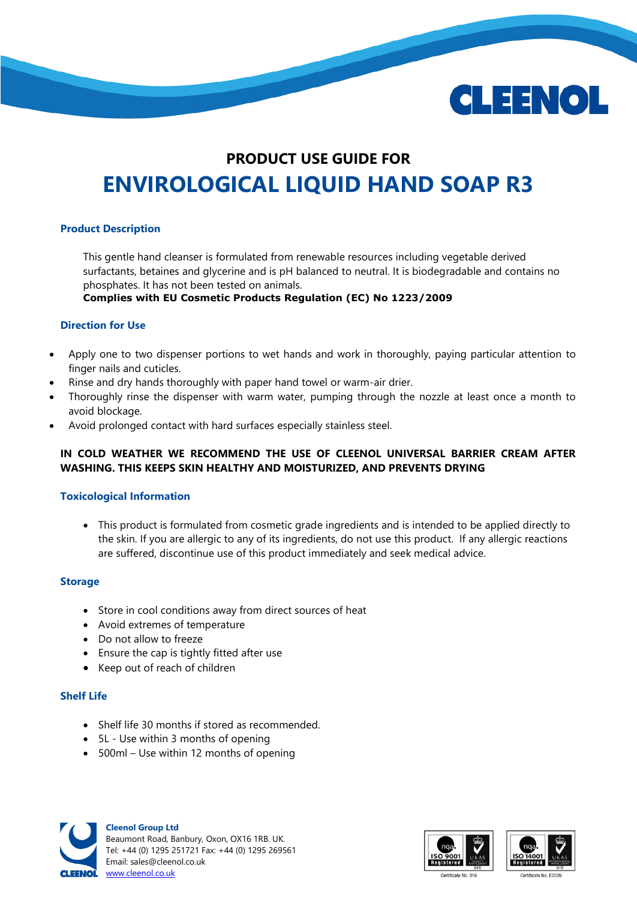CLEENOL

## PRODUCT USE GUIDE FOR

# ENVIROLOGICAL LIQUID HAND SOAP R3

### Product Description

This gentle hand cleanser is formulated from renewable resources including vegetable derived surfactants, betaines and glycerine and is pH balanced to neutral. It is biodegradable and contains no phosphates. It has not been tested on animals.
**Complies with EU Cosmetic Products Regulation (EC) No 1223/2009**

### Direction for Use

- Apply one to two dispenser portions to wet hands and work in thoroughly, paying particular attention to finger nails and cuticles.
- Rinse and dry hands thoroughly with paper hand towel or warm-air drier.
- Thoroughly rinse the dispenser with warm water, pumping through the nozzle at least once a month to avoid blockage.
- Avoid prolonged contact with hard surfaces especially stainless steel.

**IN COLD WEATHER WE RECOMMEND THE USE OF CLEENOL UNIVERSAL BARRIER CREAM AFTER WASHING. THIS KEEPS SKIN HEALTHY AND MOISTURIZED, AND PREVENTS DRYING**

### Toxicological Information

- This product is formulated from cosmetic grade ingredients and is intended to be applied directly to the skin. If you are allergic to any of its ingredients, do not use this product. If any allergic reactions are suffered, discontinue use of this product immediately and seek medical advice.

### Storage

- Store in cool conditions away from direct sources of heat
- Avoid extremes of temperature
- Do not allow to freeze
- Ensure the cap is tightly fitted after use
- Keep out of reach of children

### Shelf Life

- Shelf life 30 months if stored as recommended.
- 5L - Use within 3 months of opening
- 500ml – Use within 12 months of opening

**Cleenol Group Ltd**
Beaumont Road, Banbury, Oxon, OX16 1RB. UK.
Tel: +44 (0) 1295 251721 Fax: +44 (0) 1295 269561
Email: sales@cleenol.co.uk
www.cleenol.co.uk

ISO 9001 Registered – Certificate No. 316
ISO 14001 Registered – Certificate No. E3539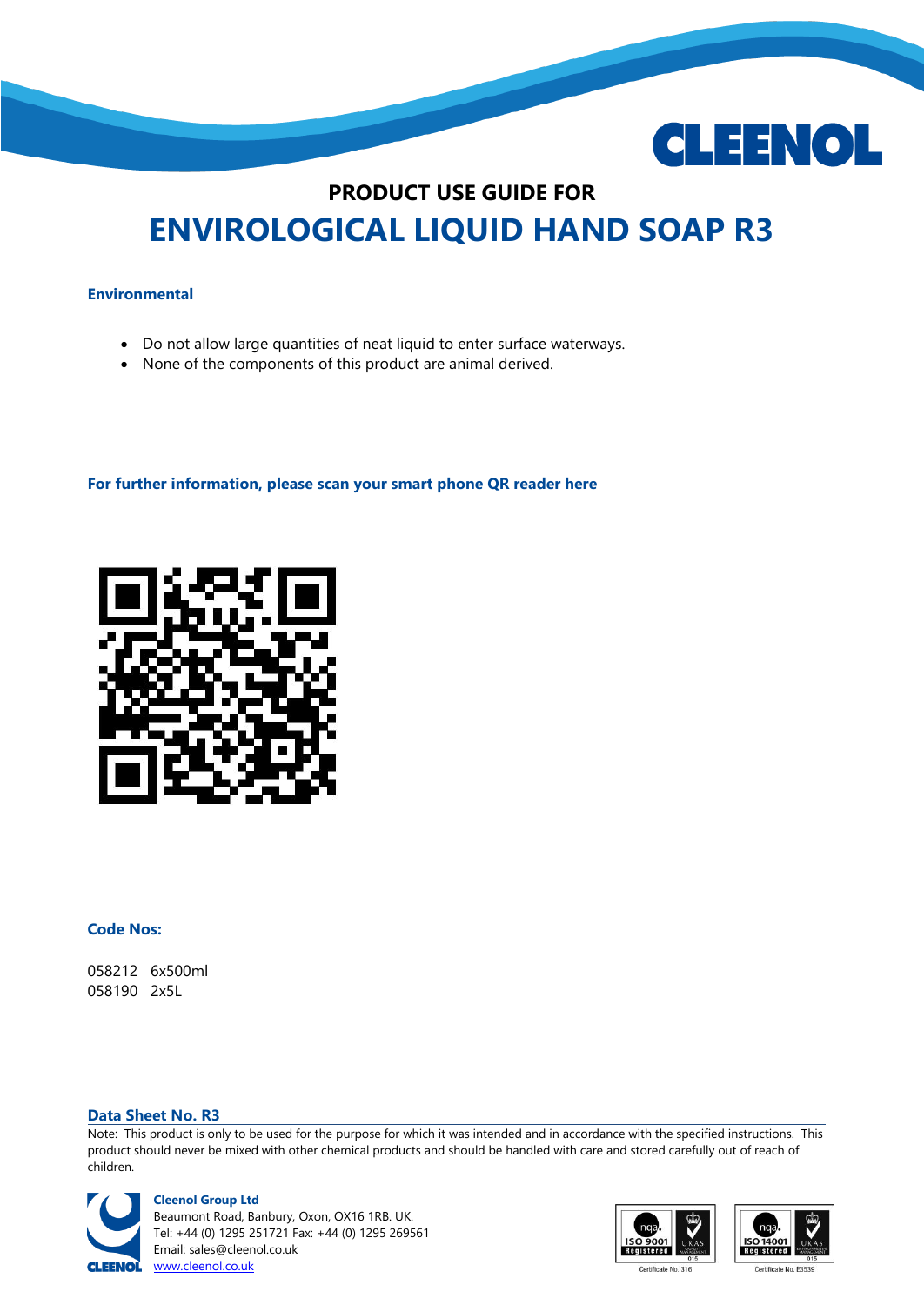PRODUCT USE GUIDE FOR

# ENVIROLOGICAL LIQUID HAND SOAP R3

### Environmental

- Do not allow large quantities of neat liquid to enter surface waterways.
- None of the components of this product are animal derived.

**For further information, please scan your smart phone QR reader here**

### Code Nos:

058212 6x500ml
058190 2x5L

### Data Sheet No. R3

Note: This product is only to be used for the purpose for which it was intended and in accordance with the specified instructions. This product should never be mixed with other chemical products and should be handled with care and stored carefully out of reach of children.

**Cleenol Group Ltd**
Beaumont Road, Banbury, Oxon, OX16 1RB. UK.
Tel: +44 (0) 1295 251721 Fax: +44 (0) 1295 269561
Email: sales@cleenol.co.uk
www.cleenol.co.uk

Certificate No. 316
Certificate No. E3539